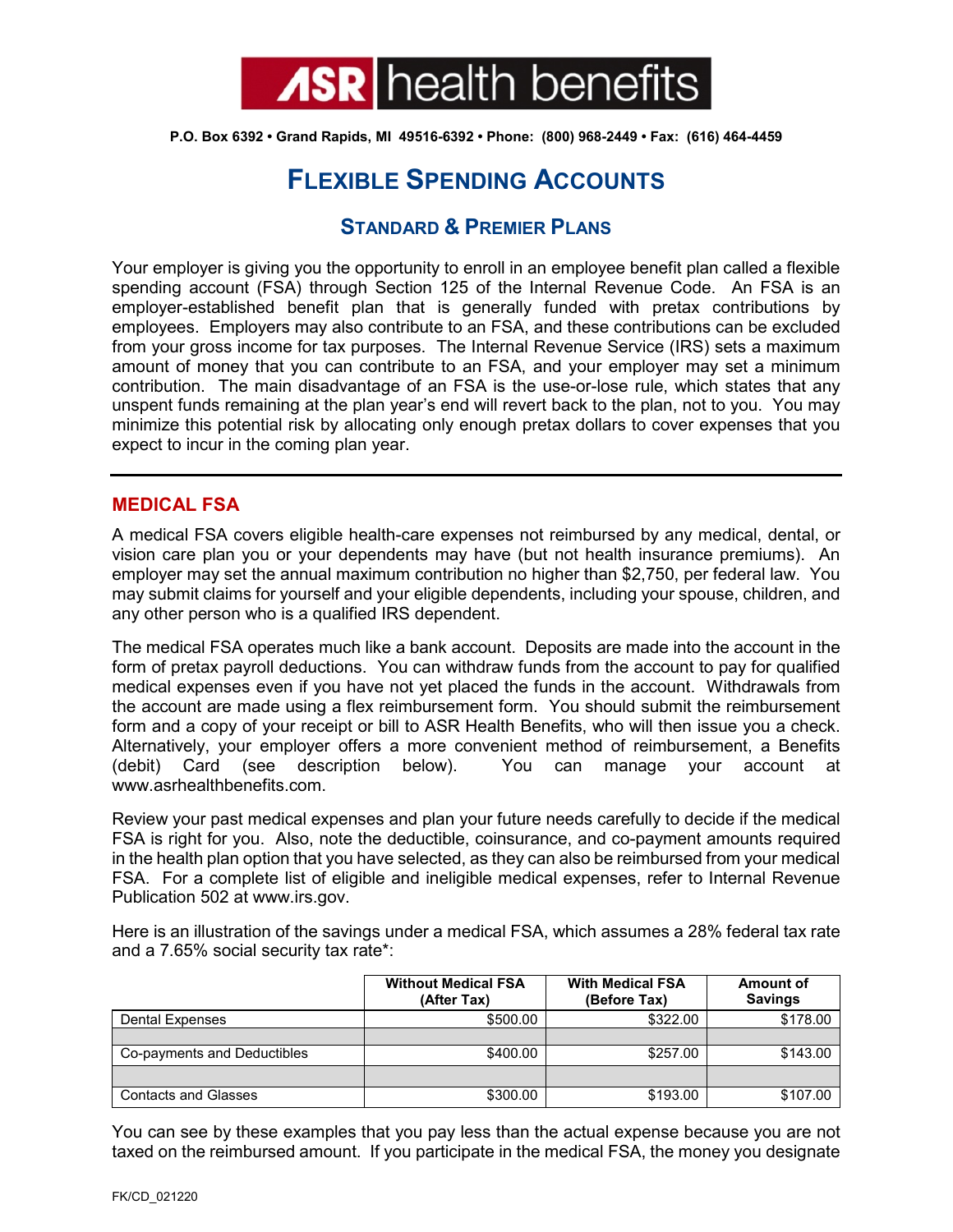ASR health benefits

**P.O. Box 6392 • Grand Rapids, MI 49516-6392 • Phone: (800) 968-2449 • Fax: (616) 464-4459**

# Flexible Spending Accounts

## Standard & Premier Plans

Your employer is giving you the opportunity to enroll in an employee benefit plan called a flexible spending account (FSA) through Section 125 of the Internal Revenue Code. An FSA is an employer-established benefit plan that is generally funded with pretax contributions by employees. Employers may also contribute to an FSA, and these contributions can be excluded from your gross income for tax purposes. The Internal Revenue Service (IRS) sets a maximum amount of money that you can contribute to an FSA, and your employer may set a minimum contribution. The main disadvantage of an FSA is the use-or-lose rule, which states that any unspent funds remaining at the plan year's end will revert back to the plan, not to you. You may minimize this potential risk by allocating only enough pretax dollars to cover expenses that you expect to incur in the coming plan year.

---

## MEDICAL FSA

A medical FSA covers eligible health-care expenses not reimbursed by any medical, dental, or vision care plan you or your dependents may have (but not health insurance premiums). An employer may set the annual maximum contribution no higher than $2,750, per federal law. You may submit claims for yourself and your eligible dependents, including your spouse, children, and any other person who is a qualified IRS dependent.

The medical FSA operates much like a bank account. Deposits are made into the account in the form of pretax payroll deductions. You can withdraw funds from the account to pay for qualified medical expenses even if you have not yet placed the funds in the account. Withdrawals from the account are made using a flex reimbursement form. You should submit the reimbursement form and a copy of your receipt or bill to ASR Health Benefits, who will then issue you a check. Alternatively, your employer offers a more convenient method of reimbursement, a Benefits (debit) Card (see description below). You can manage your account at www.asrhealthbenefits.com.

Review your past medical expenses and plan your future needs carefully to decide if the medical FSA is right for you. Also, note the deductible, coinsurance, and co-payment amounts required in the health plan option that you have selected, as they can also be reimbursed from your medical FSA. For a complete list of eligible and ineligible medical expenses, refer to Internal Revenue Publication 502 at www.irs.gov.

Here is an illustration of the savings under a medical FSA, which assumes a 28% federal tax rate and a 7.65% social security tax rate*:

| | Without Medical FSA (After Tax) | With Medical FSA (Before Tax) | Amount of Savings |
|---|---|---|---|
| Dental Expenses | $500.00 | $322.00 | $178.00 |
| | | | |
| Co-payments and Deductibles | $400.00 | $257.00 | $143.00 |
| | | | |
| Contacts and Glasses | $300.00 | $193.00 | $107.00 |

You can see by these examples that you pay less than the actual expense because you are not taxed on the reimbursed amount. If you participate in the medical FSA, the money you designate

FK/CD_021220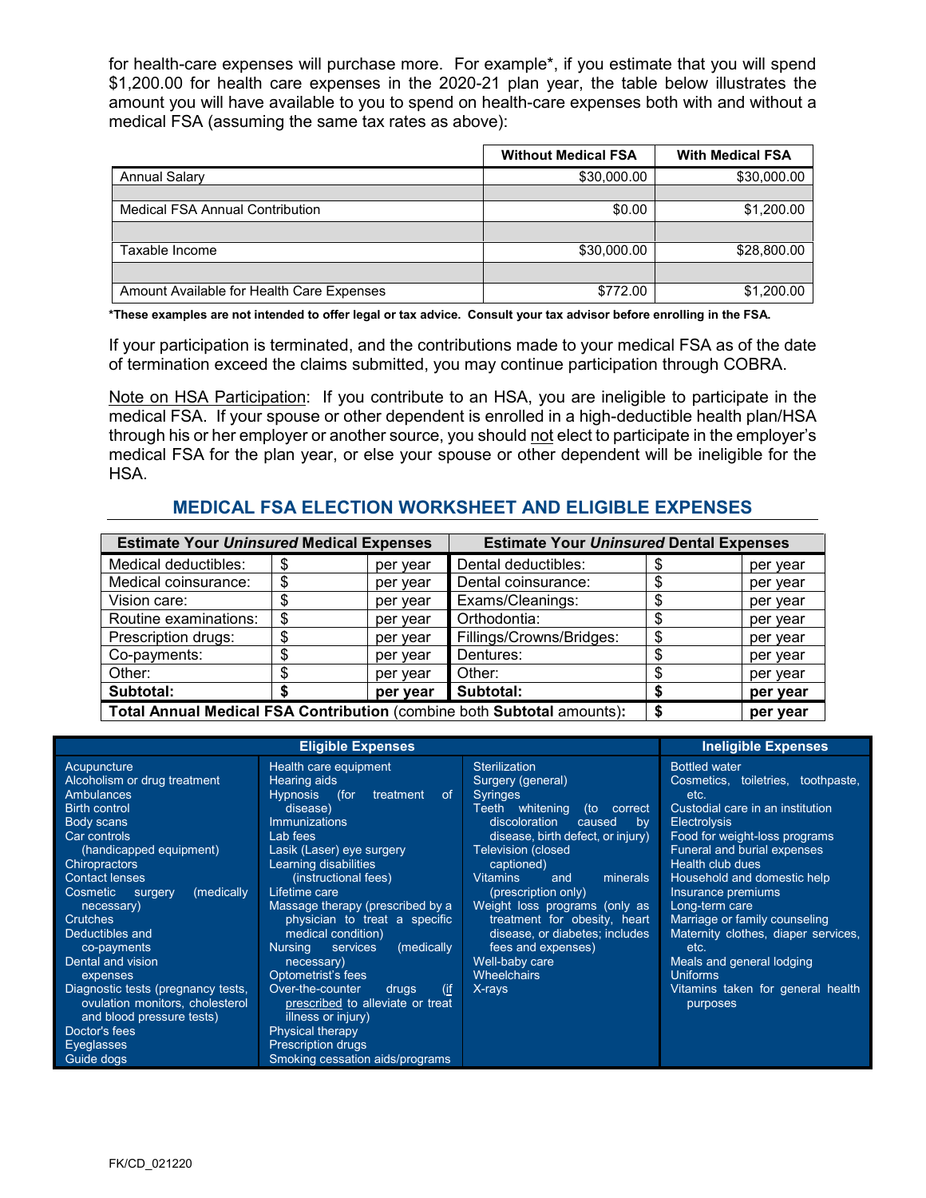for health-care expenses will purchase more. For example*, if you estimate that you will spend $1,200.00 for health care expenses in the 2020-21 plan year, the table below illustrates the amount you will have available to you to spend on health-care expenses both with and without a medical FSA (assuming the same tax rates as above):

| | Without Medical FSA | With Medical FSA |
|---|---|---|
| Annual Salary | $30,000.00 | $30,000.00 |
| | | |
| Medical FSA Annual Contribution | $0.00 | $1,200.00 |
| | | |
| Taxable Income | $30,000.00 | $28,800.00 |
| | | |
| Amount Available for Health Care Expenses | $772.00 | $1,200.00 |

**\*These examples are not intended to offer legal or tax advice. Consult your tax advisor before enrolling in the FSA.**

If your participation is terminated, and the contributions made to your medical FSA as of the date of termination exceed the claims submitted, you may continue participation through COBRA.

<u>Note on HSA Participation</u>: If you contribute to an HSA, you are ineligible to participate in the medical FSA. If your spouse or other dependent is enrolled in a high-deductible health plan/HSA through his or her employer or another source, you should <u>not</u> elect to participate in the employer's medical FSA for the plan year, or else your spouse or other dependent will be ineligible for the HSA.

## MEDICAL FSA ELECTION WORKSHEET AND ELIGIBLE EXPENSES

| **Estimate Your *Uninsured* Medical Expenses** | | | **Estimate Your *Uninsured* Dental Expenses** | | |
|---|---|---|---|---|---|
| Medical deductibles: | $ | per year | Dental deductibles: | $ | per year |
| Medical coinsurance: | $ | per year | Dental coinsurance: | $ | per year |
| Vision care: | $ | per year | Exams/Cleanings: | $ | per year |
| Routine examinations: | $ | per year | Orthodontia: | $ | per year |
| Prescription drugs: | $ | per year | Fillings/Crowns/Bridges: | $ | per year |
| Co-payments: | $ | per year | Dentures: | $ | per year |
| Other: | $ | per year | Other: | $ | per year |
| **Subtotal:** | **$** | **per year** | **Subtotal:** | **$** | **per year** |
| **Total Annual Medical FSA Contribution** (combine both **Subtotal** amounts): | | | | **$** | **per year** |

| **Eligible Expenses** | | | **Ineligible Expenses** |
|---|---|---|---|
| Acupuncture<br>Alcoholism or drug treatment<br>Ambulances<br>Birth control<br>Body scans<br>Car controls (handicapped equipment)<br>Chiropractors<br>Contact lenses<br>Cosmetic surgery (medically necessary)<br>Crutches<br>Deductibles and co-payments<br>Dental and vision expenses<br>Diagnostic tests (pregnancy tests, ovulation monitors, cholesterol and blood pressure tests)<br>Doctor's fees<br>Eyeglasses<br>Guide dogs | Health care equipment<br>Hearing aids<br>Hypnosis (for treatment of disease)<br>Immunizations<br>Lab fees<br>Lasik (Laser) eye surgery<br>Learning disabilities (instructional fees)<br>Lifetime care<br>Massage therapy (prescribed by a physician to treat a specific medical condition)<br>Nursing services (medically necessary)<br>Optometrist's fees<br>Over-the-counter drugs (<u>if prescribed</u> to alleviate or treat illness or injury)<br>Physical therapy<br>Prescription drugs<br>Smoking cessation aids/programs | Sterilization<br>Surgery (general)<br>Syringes<br>Teeth whitening (to correct discoloration caused by disease, birth defect, or injury)<br>Television (closed captioned)<br>Vitamins and minerals (prescription only)<br>Weight loss programs (only as treatment for obesity, heart disease, or diabetes; includes fees and expenses)<br>Well-baby care<br>Wheelchairs<br>X-rays | Bottled water<br>Cosmetics, toiletries, toothpaste, etc.<br>Custodial care in an institution<br>Electrolysis<br>Food for weight-loss programs<br>Funeral and burial expenses<br>Health club dues<br>Household and domestic help<br>Insurance premiums<br>Long-term care<br>Marriage or family counseling<br>Maternity clothes, diaper services, etc.<br>Meals and general lodging<br>Uniforms<br>Vitamins taken for general health purposes |

FK/CD_021220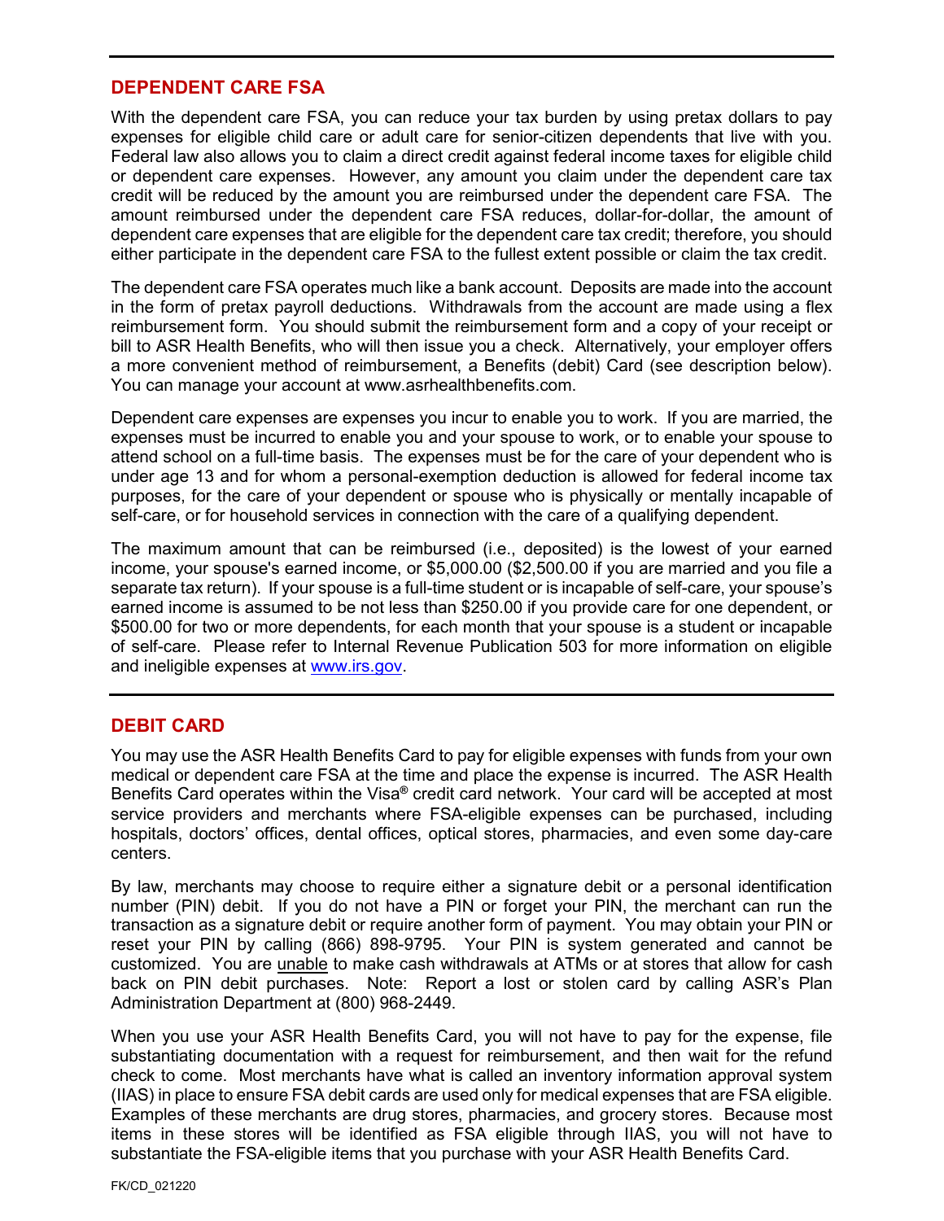## DEPENDENT CARE FSA

With the dependent care FSA, you can reduce your tax burden by using pretax dollars to pay expenses for eligible child care or adult care for senior-citizen dependents that live with you. Federal law also allows you to claim a direct credit against federal income taxes for eligible child or dependent care expenses. However, any amount you claim under the dependent care tax credit will be reduced by the amount you are reimbursed under the dependent care FSA. The amount reimbursed under the dependent care FSA reduces, dollar-for-dollar, the amount of dependent care expenses that are eligible for the dependent care tax credit; therefore, you should either participate in the dependent care FSA to the fullest extent possible or claim the tax credit.

The dependent care FSA operates much like a bank account. Deposits are made into the account in the form of pretax payroll deductions. Withdrawals from the account are made using a flex reimbursement form. You should submit the reimbursement form and a copy of your receipt or bill to ASR Health Benefits, who will then issue you a check. Alternatively, your employer offers a more convenient method of reimbursement, a Benefits (debit) Card (see description below). You can manage your account at www.asrhealthbenefits.com.

Dependent care expenses are expenses you incur to enable you to work. If you are married, the expenses must be incurred to enable you and your spouse to work, or to enable your spouse to attend school on a full-time basis. The expenses must be for the care of your dependent who is under age 13 and for whom a personal-exemption deduction is allowed for federal income tax purposes, for the care of your dependent or spouse who is physically or mentally incapable of self-care, or for household services in connection with the care of a qualifying dependent.

The maximum amount that can be reimbursed (i.e., deposited) is the lowest of your earned income, your spouse's earned income, or $5,000.00 ($2,500.00 if you are married and you file a separate tax return). If your spouse is a full-time student or is incapable of self-care, your spouse's earned income is assumed to be not less than $250.00 if you provide care for one dependent, or $500.00 for two or more dependents, for each month that your spouse is a student or incapable of self-care. Please refer to Internal Revenue Publication 503 for more information on eligible and ineligible expenses at [www.irs.gov](http://www.irs.gov).

## DEBIT CARD

You may use the ASR Health Benefits Card to pay for eligible expenses with funds from your own medical or dependent care FSA at the time and place the expense is incurred. The ASR Health Benefits Card operates within the Visa® credit card network. Your card will be accepted at most service providers and merchants where FSA-eligible expenses can be purchased, including hospitals, doctors' offices, dental offices, optical stores, pharmacies, and even some day-care centers.

By law, merchants may choose to require either a signature debit or a personal identification number (PIN) debit. If you do not have a PIN or forget your PIN, the merchant can run the transaction as a signature debit or require another form of payment. You may obtain your PIN or reset your PIN by calling (866) 898-9795. Your PIN is system generated and cannot be customized. You are <u>unable</u> to make cash withdrawals at ATMs or at stores that allow for cash back on PIN debit purchases. Note: Report a lost or stolen card by calling ASR's Plan Administration Department at (800) 968-2449.

When you use your ASR Health Benefits Card, you will not have to pay for the expense, file substantiating documentation with a request for reimbursement, and then wait for the refund check to come. Most merchants have what is called an inventory information approval system (IIAS) in place to ensure FSA debit cards are used only for medical expenses that are FSA eligible. Examples of these merchants are drug stores, pharmacies, and grocery stores. Because most items in these stores will be identified as FSA eligible through IIAS, you will not have to substantiate the FSA-eligible items that you purchase with your ASR Health Benefits Card.

FK/CD_021220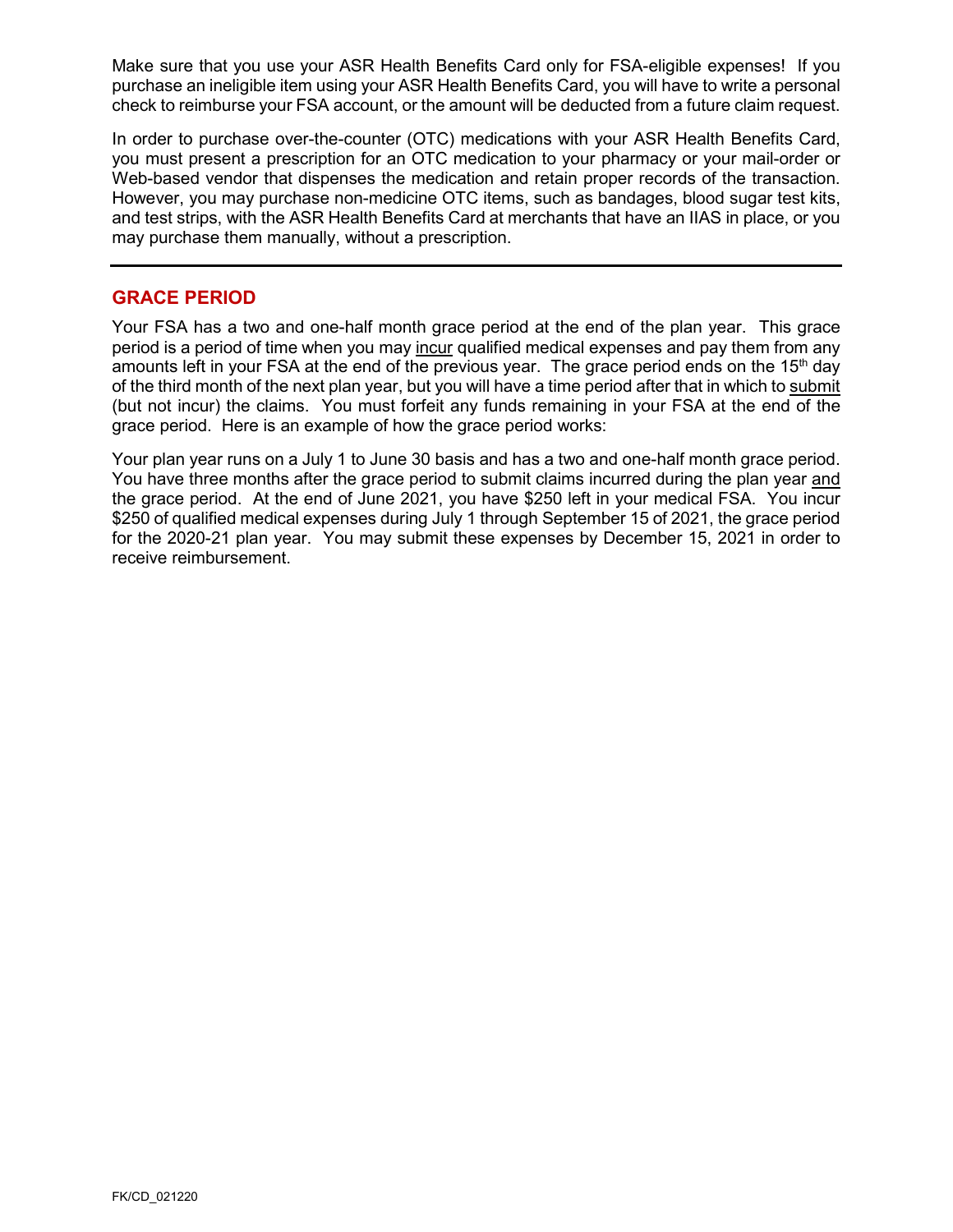Make sure that you use your ASR Health Benefits Card only for FSA-eligible expenses! If you purchase an ineligible item using your ASR Health Benefits Card, you will have to write a personal check to reimburse your FSA account, or the amount will be deducted from a future claim request.

In order to purchase over-the-counter (OTC) medications with your ASR Health Benefits Card, you must present a prescription for an OTC medication to your pharmacy or your mail-order or Web-based vendor that dispenses the medication and retain proper records of the transaction. However, you may purchase non-medicine OTC items, such as bandages, blood sugar test kits, and test strips, with the ASR Health Benefits Card at merchants that have an IIAS in place, or you may purchase them manually, without a prescription.

---

## GRACE PERIOD

Your FSA has a two and one-half month grace period at the end of the plan year. This grace period is a period of time when you may <u>incur</u> qualified medical expenses and pay them from any amounts left in your FSA at the end of the previous year. The grace period ends on the 15th day of the third month of the next plan year, but you will have a time period after that in which to <u>submit</u> (but not incur) the claims. You must forfeit any funds remaining in your FSA at the end of the grace period. Here is an example of how the grace period works:

Your plan year runs on a July 1 to June 30 basis and has a two and one-half month grace period. You have three months after the grace period to submit claims incurred during the plan year <u>and</u> the grace period. At the end of June 2021, you have $250 left in your medical FSA. You incur $250 of qualified medical expenses during July 1 through September 15 of 2021, the grace period for the 2020-21 plan year. You may submit these expenses by December 15, 2021 in order to receive reimbursement.

FK/CD_021220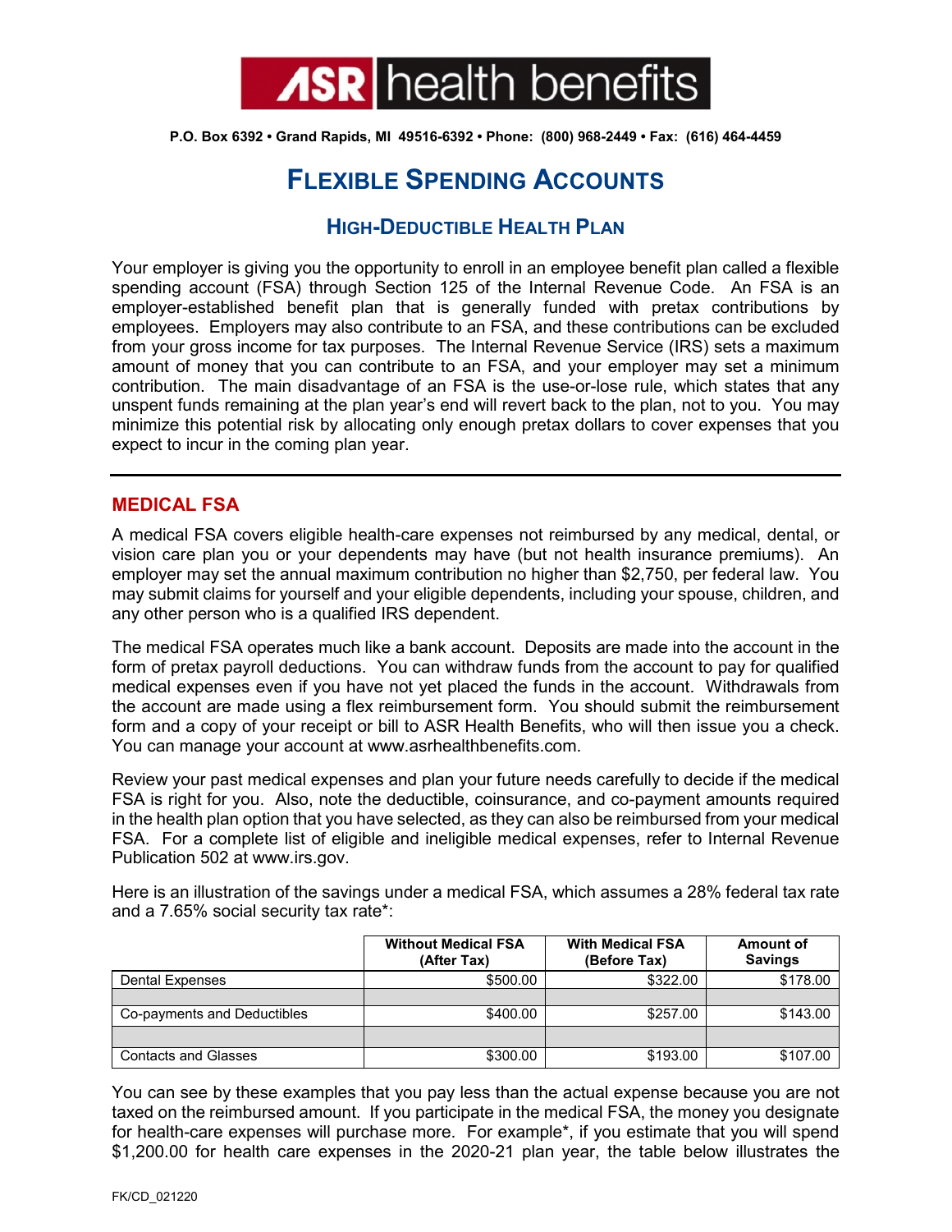**ASR health benefits**

P.O. Box 6392 • Grand Rapids, MI 49516-6392 • Phone: (800) 968-2449 • Fax: (616) 464-4459

# Flexible Spending Accounts

## High-Deductible Health Plan

Your employer is giving you the opportunity to enroll in an employee benefit plan called a flexible spending account (FSA) through Section 125 of the Internal Revenue Code. An FSA is an employer-established benefit plan that is generally funded with pretax contributions by employees. Employers may also contribute to an FSA, and these contributions can be excluded from your gross income for tax purposes. The Internal Revenue Service (IRS) sets a maximum amount of money that you can contribute to an FSA, and your employer may set a minimum contribution. The main disadvantage of an FSA is the use-or-lose rule, which states that any unspent funds remaining at the plan year's end will revert back to the plan, not to you. You may minimize this potential risk by allocating only enough pretax dollars to cover expenses that you expect to incur in the coming plan year.

---

### MEDICAL FSA

A medical FSA covers eligible health-care expenses not reimbursed by any medical, dental, or vision care plan you or your dependents may have (but not health insurance premiums). An employer may set the annual maximum contribution no higher than $2,750, per federal law. You may submit claims for yourself and your eligible dependents, including your spouse, children, and any other person who is a qualified IRS dependent.

The medical FSA operates much like a bank account. Deposits are made into the account in the form of pretax payroll deductions. You can withdraw funds from the account to pay for qualified medical expenses even if you have not yet placed the funds in the account. Withdrawals from the account are made using a flex reimbursement form. You should submit the reimbursement form and a copy of your receipt or bill to ASR Health Benefits, who will then issue you a check. You can manage your account at www.asrhealthbenefits.com.

Review your past medical expenses and plan your future needs carefully to decide if the medical FSA is right for you. Also, note the deductible, coinsurance, and co-payment amounts required in the health plan option that you have selected, as they can also be reimbursed from your medical FSA. For a complete list of eligible and ineligible medical expenses, refer to Internal Revenue Publication 502 at www.irs.gov.

Here is an illustration of the savings under a medical FSA, which assumes a 28% federal tax rate and a 7.65% social security tax rate*:

| | Without Medical FSA (After Tax) | With Medical FSA (Before Tax) | Amount of Savings |
|---|---|---|---|
| Dental Expenses | $500.00 | $322.00 | $178.00 |
| | | | |
| Co-payments and Deductibles | $400.00 | $257.00 | $143.00 |
| | | | |
| Contacts and Glasses | $300.00 | $193.00 | $107.00 |

You can see by these examples that you pay less than the actual expense because you are not taxed on the reimbursed amount. If you participate in the medical FSA, the money you designate for health-care expenses will purchase more. For example*, if you estimate that you will spend $1,200.00 for health care expenses in the 2020-21 plan year, the table below illustrates the

FK/CD_021220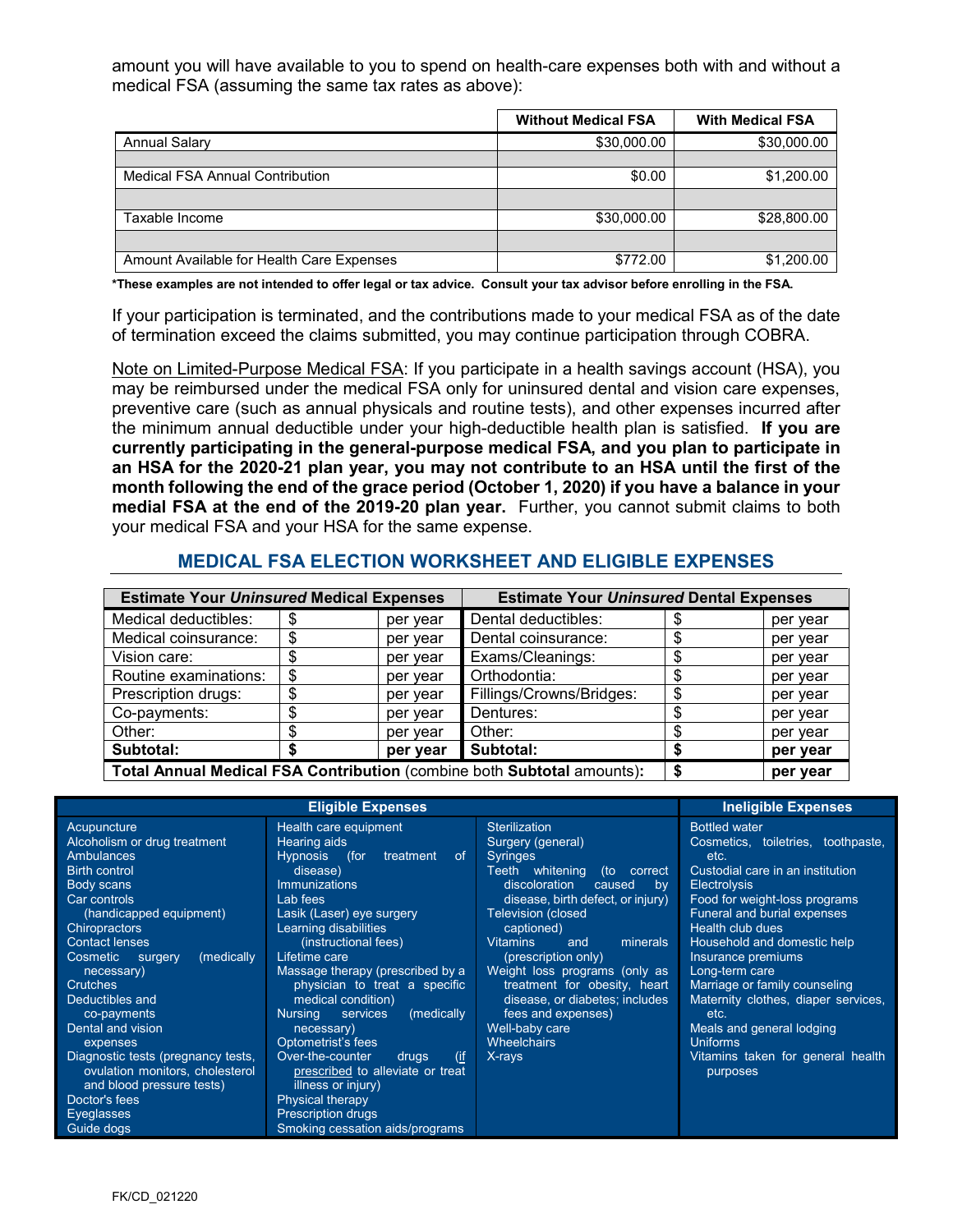amount you will have available to you to spend on health-care expenses both with and without a medical FSA (assuming the same tax rates as above):

| | Without Medical FSA | With Medical FSA |
|---|---|---|
| Annual Salary | $30,000.00 | $30,000.00 |
| | | |
| Medical FSA Annual Contribution | $0.00 | $1,200.00 |
| | | |
| Taxable Income | $30,000.00 | $28,800.00 |
| | | |
| Amount Available for Health Care Expenses | $772.00 | $1,200.00 |

***These examples are not intended to offer legal or tax advice. Consult your tax advisor before enrolling in the FSA.**

If your participation is terminated, and the contributions made to your medical FSA as of the date of termination exceed the claims submitted, you may continue participation through COBRA.

Note on Limited-Purpose Medical FSA: If you participate in a health savings account (HSA), you may be reimbursed under the medical FSA only for uninsured dental and vision care expenses, preventive care (such as annual physicals and routine tests), and other expenses incurred after the minimum annual deductible under your high-deductible health plan is satisfied. **If you are currently participating in the general-purpose medical FSA, and you plan to participate in an HSA for the 2020-21 plan year, you may not contribute to an HSA until the first of the month following the end of the grace period (October 1, 2020) if you have a balance in your medial FSA at the end of the 2019-20 plan year.** Further, you cannot submit claims to both your medical FSA and your HSA for the same expense.

## MEDICAL FSA ELECTION WORKSHEET AND ELIGIBLE EXPENSES

| **Estimate Your *Uninsured* Medical Expenses** | | | **Estimate Your *Uninsured* Dental Expenses** | | |
|---|---|---|---|---|---|
| Medical deductibles: | $ | per year | Dental deductibles: | $ | per year |
| Medical coinsurance: | $ | per year | Dental coinsurance: | $ | per year |
| Vision care: | $ | per year | Exams/Cleanings: | $ | per year |
| Routine examinations: | $ | per year | Orthodontia: | $ | per year |
| Prescription drugs: | $ | per year | Fillings/Crowns/Bridges: | $ | per year |
| Co-payments: | $ | per year | Dentures: | $ | per year |
| Other: | $ | per year | Other: | $ | per year |
| **Subtotal:** | **$** | **per year** | **Subtotal:** | **$** | **per year** |
| **Total Annual Medical FSA Contribution** (combine both **Subtotal** amounts): | | | | **$** | **per year** |

| Eligible Expenses | | | Ineligible Expenses |
|---|---|---|---|
| Acupuncture<br>Alcoholism or drug treatment<br>Ambulances<br>Birth control<br>Body scans<br>Car controls (handicapped equipment)<br>Chiropractors<br>Contact lenses<br>Cosmetic surgery (medically necessary)<br>Crutches<br>Deductibles and co-payments<br>Dental and vision expenses<br>Diagnostic tests (pregnancy tests, ovulation monitors, cholesterol and blood pressure tests)<br>Doctor's fees<br>Eyeglasses<br>Guide dogs | Health care equipment<br>Hearing aids<br>Hypnosis (for treatment of disease)<br>Immunizations<br>Lab fees<br>Lasik (Laser) eye surgery<br>Learning disabilities (instructional fees)<br>Lifetime care<br>Massage therapy (prescribed by a physician to treat a specific medical condition)<br>Nursing services (medically necessary)<br>Optometrist's fees<br>Over-the-counter drugs (if prescribed to alleviate or treat illness or injury)<br>Physical therapy<br>Prescription drugs<br>Smoking cessation aids/programs | Sterilization<br>Surgery (general)<br>Syringes<br>Teeth whitening (to correct discoloration caused by disease, birth defect, or injury)<br>Television (closed captioned)<br>Vitamins and minerals (prescription only)<br>Weight loss programs (only as treatment for obesity, heart disease, or diabetes; includes fees and expenses)<br>Well-baby care<br>Wheelchairs<br>X-rays | Bottled water<br>Cosmetics, toiletries, toothpaste, etc.<br>Custodial care in an institution<br>Electrolysis<br>Food for weight-loss programs<br>Funeral and burial expenses<br>Health club dues<br>Household and domestic help<br>Insurance premiums<br>Long-term care<br>Marriage or family counseling<br>Maternity clothes, diaper services, etc.<br>Meals and general lodging<br>Uniforms<br>Vitamins taken for general health purposes |

FK/CD_021220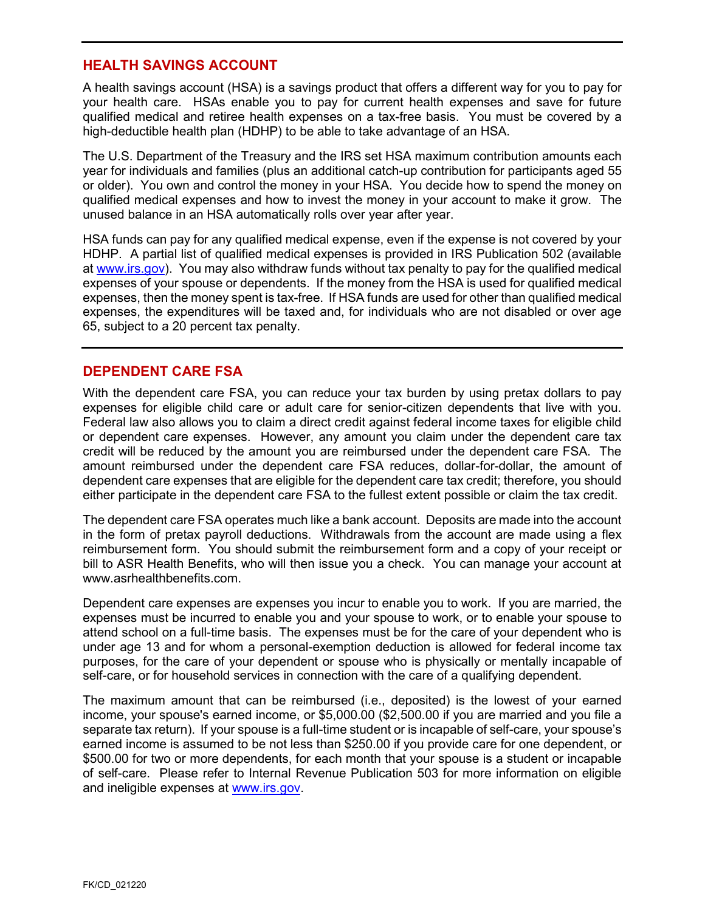## HEALTH SAVINGS ACCOUNT

A health savings account (HSA) is a savings product that offers a different way for you to pay for your health care. HSAs enable you to pay for current health expenses and save for future qualified medical and retiree health expenses on a tax-free basis. You must be covered by a high-deductible health plan (HDHP) to be able to take advantage of an HSA.

The U.S. Department of the Treasury and the IRS set HSA maximum contribution amounts each year for individuals and families (plus an additional catch-up contribution for participants aged 55 or older). You own and control the money in your HSA. You decide how to spend the money on qualified medical expenses and how to invest the money in your account to make it grow. The unused balance in an HSA automatically rolls over year after year.

HSA funds can pay for any qualified medical expense, even if the expense is not covered by your HDHP. A partial list of qualified medical expenses is provided in IRS Publication 502 (available at [www.irs.gov](www.irs.gov)). You may also withdraw funds without tax penalty to pay for the qualified medical expenses of your spouse or dependents. If the money from the HSA is used for qualified medical expenses, then the money spent is tax-free. If HSA funds are used for other than qualified medical expenses, the expenditures will be taxed and, for individuals who are not disabled or over age 65, subject to a 20 percent tax penalty.

## DEPENDENT CARE FSA

With the dependent care FSA, you can reduce your tax burden by using pretax dollars to pay expenses for eligible child care or adult care for senior-citizen dependents that live with you. Federal law also allows you to claim a direct credit against federal income taxes for eligible child or dependent care expenses. However, any amount you claim under the dependent care tax credit will be reduced by the amount you are reimbursed under the dependent care FSA. The amount reimbursed under the dependent care FSA reduces, dollar-for-dollar, the amount of dependent care expenses that are eligible for the dependent care tax credit; therefore, you should either participate in the dependent care FSA to the fullest extent possible or claim the tax credit.

The dependent care FSA operates much like a bank account. Deposits are made into the account in the form of pretax payroll deductions. Withdrawals from the account are made using a flex reimbursement form. You should submit the reimbursement form and a copy of your receipt or bill to ASR Health Benefits, who will then issue you a check. You can manage your account at www.asrhealthbenefits.com.

Dependent care expenses are expenses you incur to enable you to work. If you are married, the expenses must be incurred to enable you and your spouse to work, or to enable your spouse to attend school on a full-time basis. The expenses must be for the care of your dependent who is under age 13 and for whom a personal-exemption deduction is allowed for federal income tax purposes, for the care of your dependent or spouse who is physically or mentally incapable of self-care, or for household services in connection with the care of a qualifying dependent.

The maximum amount that can be reimbursed (i.e., deposited) is the lowest of your earned income, your spouse's earned income, or $5,000.00 ($2,500.00 if you are married and you file a separate tax return). If your spouse is a full-time student or is incapable of self-care, your spouse's earned income is assumed to be not less than $250.00 if you provide care for one dependent, or $500.00 for two or more dependents, for each month that your spouse is a student or incapable of self-care. Please refer to Internal Revenue Publication 503 for more information on eligible and ineligible expenses at [www.irs.gov](www.irs.gov).

FK/CD_021220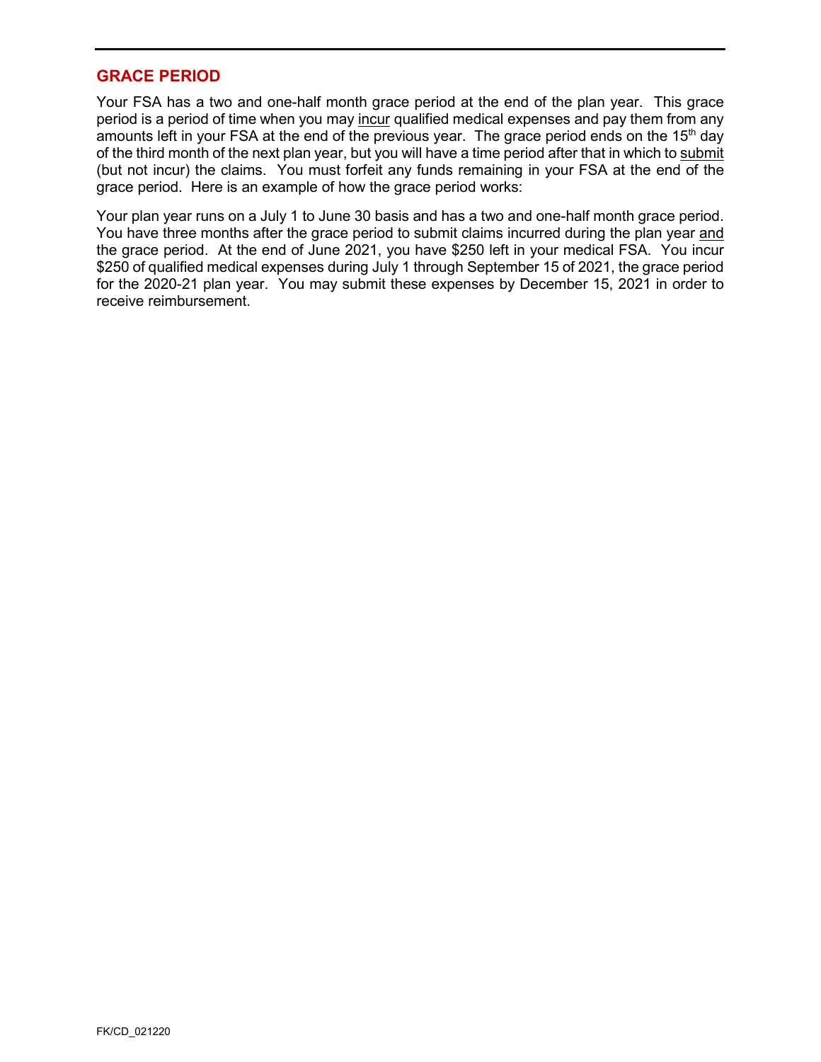## GRACE PERIOD

Your FSA has a two and one-half month grace period at the end of the plan year. This grace period is a period of time when you may incur qualified medical expenses and pay them from any amounts left in your FSA at the end of the previous year. The grace period ends on the 15th day of the third month of the next plan year, but you will have a time period after that in which to submit (but not incur) the claims. You must forfeit any funds remaining in your FSA at the end of the grace period. Here is an example of how the grace period works:

Your plan year runs on a July 1 to June 30 basis and has a two and one-half month grace period. You have three months after the grace period to submit claims incurred during the plan year and the grace period. At the end of June 2021, you have $250 left in your medical FSA. You incur $250 of qualified medical expenses during July 1 through September 15 of 2021, the grace period for the 2020-21 plan year. You may submit these expenses by December 15, 2021 in order to receive reimbursement.

FK/CD_021220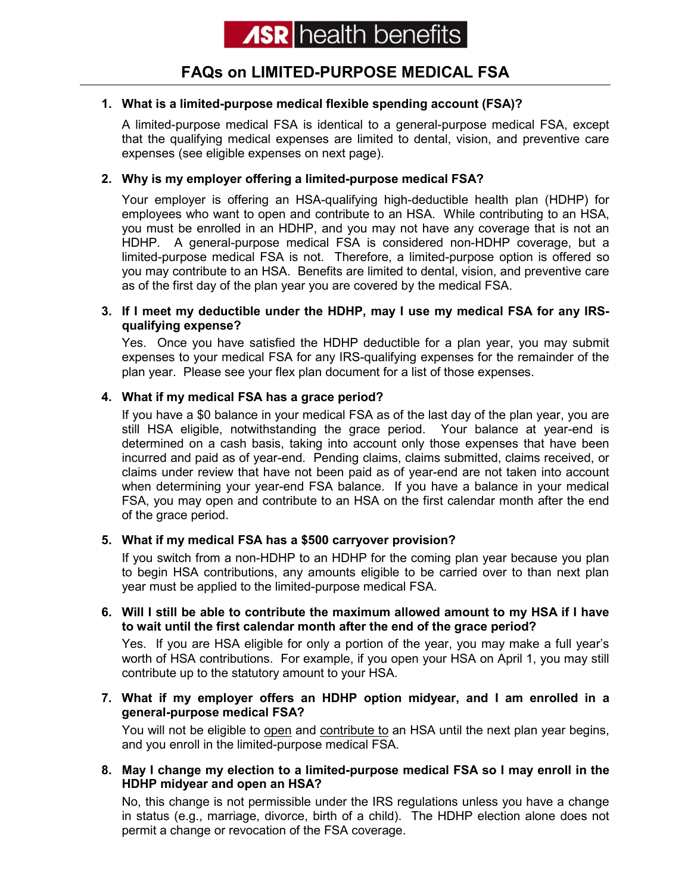**ASR health benefits**

# FAQs on LIMITED-PURPOSE MEDICAL FSA

1. **What is a limited-purpose medical flexible spending account (FSA)?**

   A limited-purpose medical FSA is identical to a general-purpose medical FSA, except that the qualifying medical expenses are limited to dental, vision, and preventive care expenses (see eligible expenses on next page).

2. **Why is my employer offering a limited-purpose medical FSA?**

   Your employer is offering an HSA-qualifying high-deductible health plan (HDHP) for employees who want to open and contribute to an HSA. While contributing to an HSA, you must be enrolled in an HDHP, and you may not have any coverage that is not an HDHP. A general-purpose medical FSA is considered non-HDHP coverage, but a limited-purpose medical FSA is not. Therefore, a limited-purpose option is offered so you may contribute to an HSA. Benefits are limited to dental, vision, and preventive care as of the first day of the plan year you are covered by the medical FSA.

3. **If I meet my deductible under the HDHP, may I use my medical FSA for any IRS-qualifying expense?**

   Yes. Once you have satisfied the HDHP deductible for a plan year, you may submit expenses to your medical FSA for any IRS-qualifying expenses for the remainder of the plan year. Please see your flex plan document for a list of those expenses.

4. **What if my medical FSA has a grace period?**

   If you have a $0 balance in your medical FSA as of the last day of the plan year, you are still HSA eligible, notwithstanding the grace period. Your balance at year-end is determined on a cash basis, taking into account only those expenses that have been incurred and paid as of year-end. Pending claims, claims submitted, claims received, or claims under review that have not been paid as of year-end are not taken into account when determining your year-end FSA balance. If you have a balance in your medical FSA, you may open and contribute to an HSA on the first calendar month after the end of the grace period.

5. **What if my medical FSA has a $500 carryover provision?**

   If you switch from a non-HDHP to an HDHP for the coming plan year because you plan to begin HSA contributions, any amounts eligible to be carried over to than next plan year must be applied to the limited-purpose medical FSA.

6. **Will I still be able to contribute the maximum allowed amount to my HSA if I have to wait until the first calendar month after the end of the grace period?**

   Yes. If you are HSA eligible for only a portion of the year, you may make a full year's worth of HSA contributions. For example, if you open your HSA on April 1, you may still contribute up to the statutory amount to your HSA.

7. **What if my employer offers an HDHP option midyear, and I am enrolled in a general-purpose medical FSA?**

   You will not be eligible to <u>open</u> and <u>contribute to</u> an HSA until the next plan year begins, and you enroll in the limited-purpose medical FSA.

8. **May I change my election to a limited-purpose medical FSA so I may enroll in the HDHP midyear and open an HSA?**

   No, this change is not permissible under the IRS regulations unless you have a change in status (e.g., marriage, divorce, birth of a child). The HDHP election alone does not permit a change or revocation of the FSA coverage.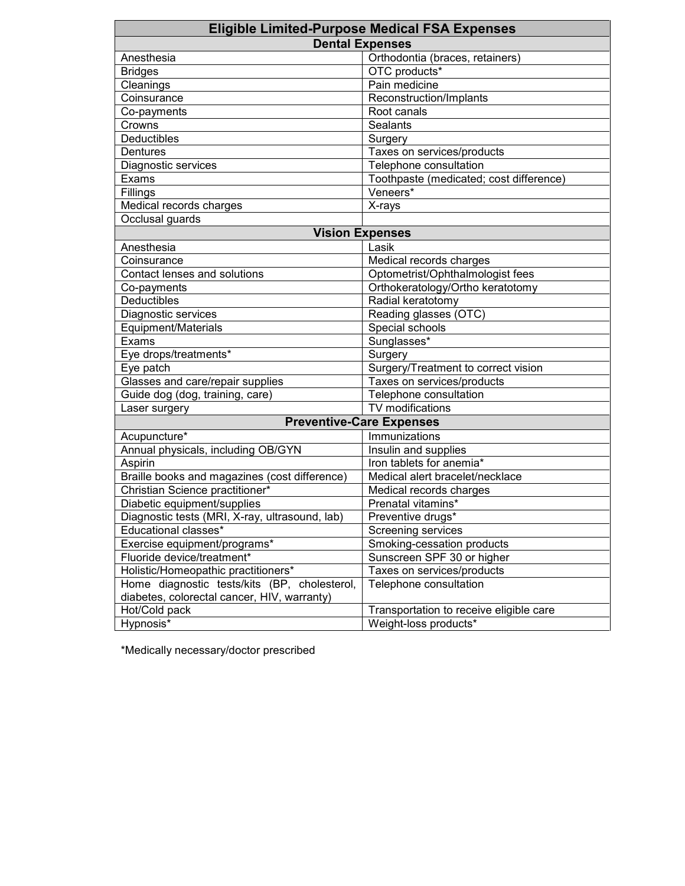| Eligible Limited-Purpose Medical FSA Expenses | |
|---|---|
| **Dental Expenses** | |
| Anesthesia | Orthodontia (braces, retainers) |
| Bridges | OTC products* |
| Cleanings | Pain medicine |
| Coinsurance | Reconstruction/Implants |
| Co-payments | Root canals |
| Crowns | Sealants |
| Deductibles | Surgery |
| Dentures | Taxes on services/products |
| Diagnostic services | Telephone consultation |
| Exams | Toothpaste (medicated; cost difference) |
| Fillings | Veneers* |
| Medical records charges | X-rays |
| Occlusal guards | |
| **Vision Expenses** | |
| Anesthesia | Lasik |
| Coinsurance | Medical records charges |
| Contact lenses and solutions | Optometrist/Ophthalmologist fees |
| Co-payments | Orthokeratology/Ortho keratotomy |
| Deductibles | Radial keratotomy |
| Diagnostic services | Reading glasses (OTC) |
| Equipment/Materials | Special schools |
| Exams | Sunglasses* |
| Eye drops/treatments* | Surgery |
| Eye patch | Surgery/Treatment to correct vision |
| Glasses and care/repair supplies | Taxes on services/products |
| Guide dog (dog, training, care) | Telephone consultation |
| Laser surgery | TV modifications |
| **Preventive-Care Expenses** | |
| Acupuncture* | Immunizations |
| Annual physicals, including OB/GYN | Insulin and supplies |
| Aspirin | Iron tablets for anemia* |
| Braille books and magazines (cost difference) | Medical alert bracelet/necklace |
| Christian Science practitioner* | Medical records charges |
| Diabetic equipment/supplies | Prenatal vitamins* |
| Diagnostic tests (MRI, X-ray, ultrasound, lab) | Preventive drugs* |
| Educational classes* | Screening services |
| Exercise equipment/programs* | Smoking-cessation products |
| Fluoride device/treatment* | Sunscreen SPF 30 or higher |
| Holistic/Homeopathic practitioners* | Taxes on services/products |
| Home diagnostic tests/kits (BP, cholesterol, diabetes, colorectal cancer, HIV, warranty) | Telephone consultation |
| Hot/Cold pack | Transportation to receive eligible care |
| Hypnosis* | Weight-loss products* |

*Medically necessary/doctor prescribed